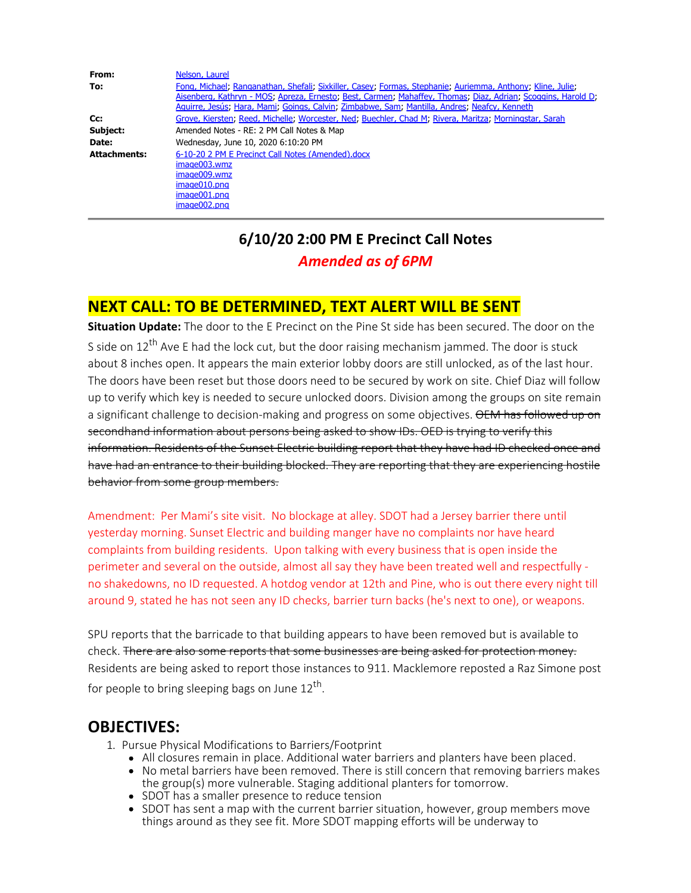| | |
|---|---|
| **From:** | Nelson, Laurel |
| **To:** | Fong, Michael; Ranganathan, Shefali; Sixkiller, Casey; Formas, Stephanie; Auriemma, Anthony; Kline, Julie; Aisenberg, Kathryn - MOS; Apreza, Ernesto; Best, Carmen; Mahaffey, Thomas; Diaz, Adrian; Scoggins, Harold D; Aguirre, Jesús; Hara, Mami; Goings, Calvin; Zimbabwe, Sam; Mantilla, Andres; Neafcy, Kenneth |
| **Cc:** | Grove, Kiersten; Reed, Michelle; Worcester, Ned; Buechler, Chad M; Rivera, Maritza; Morningstar, Sarah |
| **Subject:** | Amended Notes - RE: 2 PM Call Notes & Map |
| **Date:** | Wednesday, June 10, 2020 6:10:20 PM |
| **Attachments:** | 6-10-20 2 PM E Precinct Call Notes (Amended).docx<br>image003.wmz<br>image009.wmz<br>image010.png<br>image001.png<br>image002.png |

# 6/10/20 2:00 PM E Precinct Call Notes

***Amended as of 6PM***

## NEXT CALL: TO BE DETERMINED, TEXT ALERT WILL BE SENT

**Situation Update:** The door to the E Precinct on the Pine St side has been secured. The door on the S side on 12th Ave E had the lock cut, but the door raising mechanism jammed. The door is stuck about 8 inches open. It appears the main exterior lobby doors are still unlocked, as of the last hour. The doors have been reset but those doors need to be secured by work on site. Chief Diaz will follow up to verify which key is needed to secure unlocked doors. Division among the groups on site remain a significant challenge to decision-making and progress on some objectives. ~~OEM has followed up on secondhand information about persons being asked to show IDs. OED is trying to verify this information. Residents of the Sunset Electric building report that they have had ID checked once and have had an entrance to their building blocked. They are reporting that they are experiencing hostile behavior from some group members.~~

Amendment: Per Mami's site visit. No blockage at alley. SDOT had a Jersey barrier there until yesterday morning. Sunset Electric and building manger have no complaints nor have heard complaints from building residents. Upon talking with every business that is open inside the perimeter and several on the outside, almost all say they have been treated well and respectfully - no shakedowns, no ID requested. A hotdog vendor at 12th and Pine, who is out there every night till around 9, stated he has not seen any ID checks, barrier turn backs (he's next to one), or weapons.

SPU reports that the barricade to that building appears to have been removed but is available to check. ~~There are also some reports that some businesses are being asked for protection money.~~ Residents are being asked to report those instances to 911. Macklemore reposted a Raz Simone post for people to bring sleeping bags on June 12th.

## OBJECTIVES:

1. Pursue Physical Modifications to Barriers/Footprint
   - All closures remain in place. Additional water barriers and planters have been placed.
   - No metal barriers have been removed. There is still concern that removing barriers makes the group(s) more vulnerable. Staging additional planters for tomorrow.
   - SDOT has a smaller presence to reduce tension
   - SDOT has sent a map with the current barrier situation, however, group members move things around as they see fit. More SDOT mapping efforts will be underway to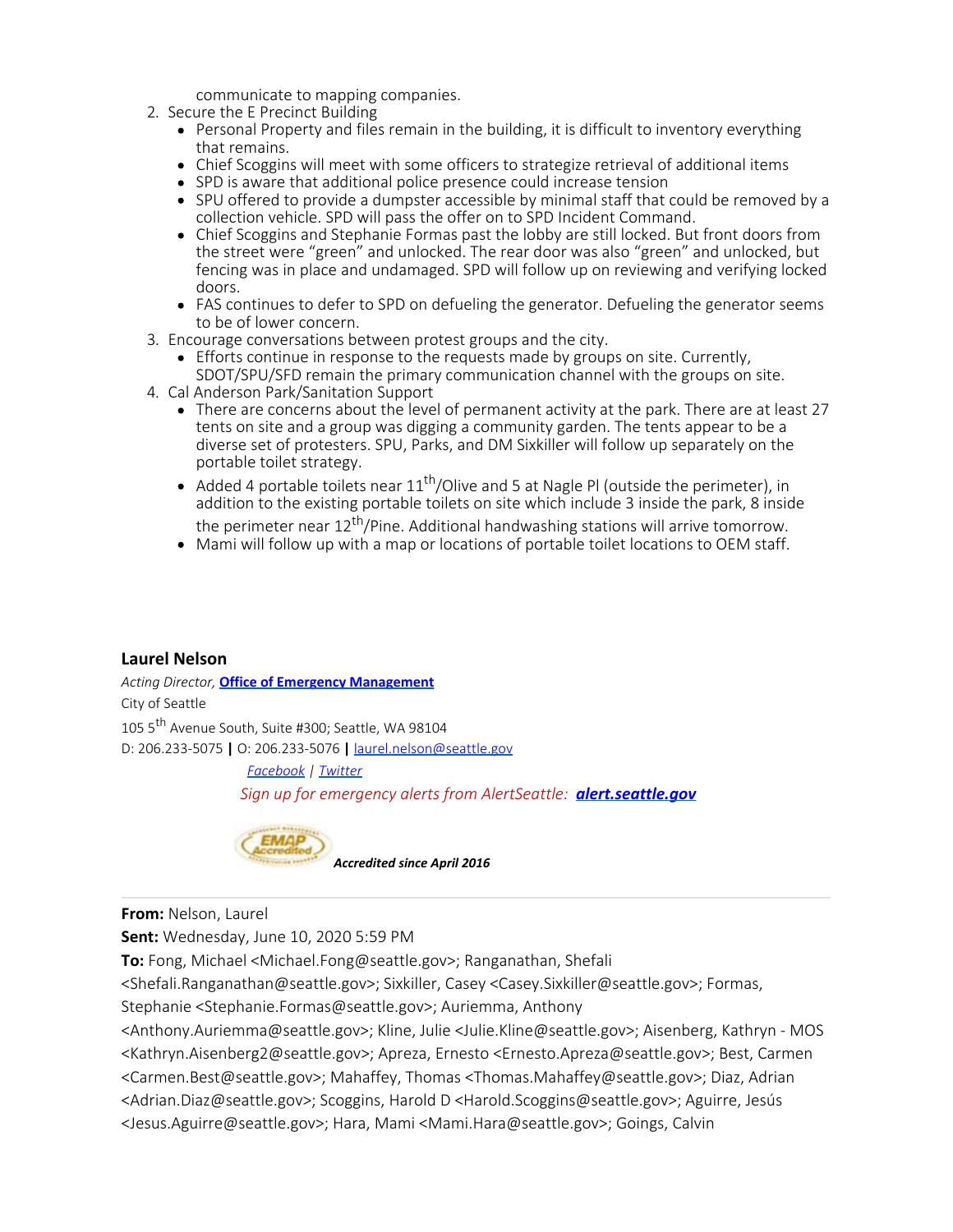communicate to mapping companies.

2. Secure the E Precinct Building
   - Personal Property and files remain in the building, it is difficult to inventory everything that remains.
   - Chief Scoggins will meet with some officers to strategize retrieval of additional items
   - SPD is aware that additional police presence could increase tension
   - SPU offered to provide a dumpster accessible by minimal staff that could be removed by a collection vehicle. SPD will pass the offer on to SPD Incident Command.
   - Chief Scoggins and Stephanie Formas past the lobby are still locked. But front doors from the street were "green" and unlocked. The rear door was also "green" and unlocked, but fencing was in place and undamaged. SPD will follow up on reviewing and verifying locked doors.
   - FAS continues to defer to SPD on defueling the generator. Defueling the generator seems to be of lower concern.
3. Encourage conversations between protest groups and the city.
   - Efforts continue in response to the requests made by groups on site. Currently, SDOT/SPU/SFD remain the primary communication channel with the groups on site.
4. Cal Anderson Park/Sanitation Support
   - There are concerns about the level of permanent activity at the park. There are at least 27 tents on site and a group was digging a community garden. The tents appear to be a diverse set of protesters. SPU, Parks, and DM Sixkiller will follow up separately on the portable toilet strategy.
   - Added 4 portable toilets near 11th/Olive and 5 at Nagle Pl (outside the perimeter), in addition to the existing portable toilets on site which include 3 inside the park, 8 inside the perimeter near 12th/Pine. Additional handwashing stations will arrive tomorrow.
   - Mami will follow up with a map or locations of portable toilet locations to OEM staff.

**Laurel Nelson**
*Acting Director,* ***Office of Emergency Management***
City of Seattle
105 5th Avenue South, Suite #300; Seattle, WA 98104
D: 206.233-5075 **|** O: 206.233-5076 **|** laurel.nelson@seattle.gov
*Facebook* | *Twitter*
*Sign up for emergency alerts from AlertSeattle:* ***alert.seattle.gov***

***Accredited since April 2016***

---

**From:** Nelson, Laurel
**Sent:** Wednesday, June 10, 2020 5:59 PM
**To:** Fong, Michael <Michael.Fong@seattle.gov>; Ranganathan, Shefali <Shefali.Ranganathan@seattle.gov>; Sixkiller, Casey <Casey.Sixkiller@seattle.gov>; Formas, Stephanie <Stephanie.Formas@seattle.gov>; Auriemma, Anthony <Anthony.Auriemma@seattle.gov>; Kline, Julie <Julie.Kline@seattle.gov>; Aisenberg, Kathryn - MOS <Kathryn.Aisenberg2@seattle.gov>; Apreza, Ernesto <Ernesto.Apreza@seattle.gov>; Best, Carmen <Carmen.Best@seattle.gov>; Mahaffey, Thomas <Thomas.Mahaffey@seattle.gov>; Diaz, Adrian <Adrian.Diaz@seattle.gov>; Scoggins, Harold D <Harold.Scoggins@seattle.gov>; Aguirre, Jesús <Jesus.Aguirre@seattle.gov>; Hara, Mami <Mami.Hara@seattle.gov>; Goings, Calvin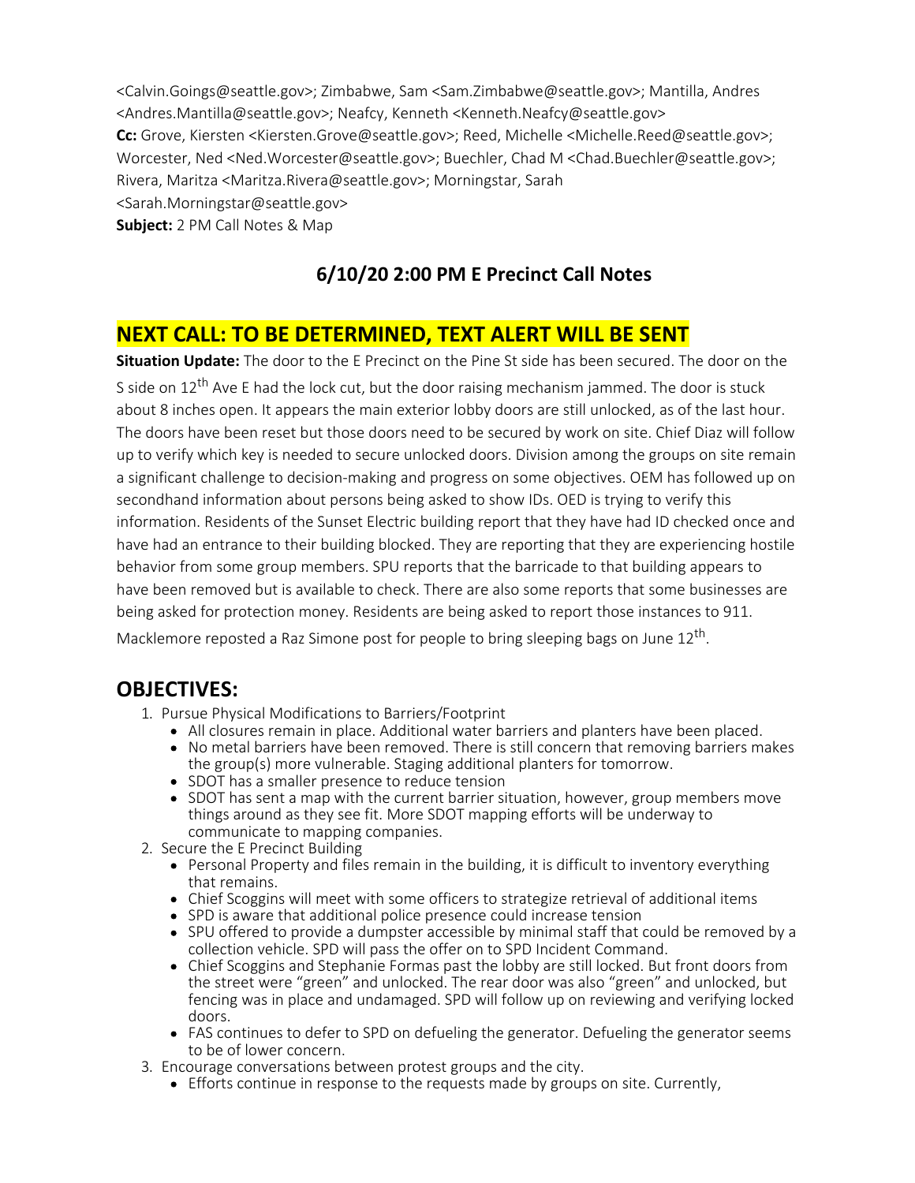<Calvin.Goings@seattle.gov>; Zimbabwe, Sam <Sam.Zimbabwe@seattle.gov>; Mantilla, Andres <Andres.Mantilla@seattle.gov>; Neafcy, Kenneth <Kenneth.Neafcy@seattle.gov>
**Cc:** Grove, Kiersten <Kiersten.Grove@seattle.gov>; Reed, Michelle <Michelle.Reed@seattle.gov>; Worcester, Ned <Ned.Worcester@seattle.gov>; Buechler, Chad M <Chad.Buechler@seattle.gov>; Rivera, Maritza <Maritza.Rivera@seattle.gov>; Morningstar, Sarah <Sarah.Morningstar@seattle.gov>
**Subject:** 2 PM Call Notes & Map

## 6/10/20 2:00 PM E Precinct Call Notes

## NEXT CALL: TO BE DETERMINED, TEXT ALERT WILL BE SENT

**Situation Update:** The door to the E Precinct on the Pine St side has been secured. The door on the S side on 12th Ave E had the lock cut, but the door raising mechanism jammed. The door is stuck about 8 inches open. It appears the main exterior lobby doors are still unlocked, as of the last hour. The doors have been reset but those doors need to be secured by work on site. Chief Diaz will follow up to verify which key is needed to secure unlocked doors. Division among the groups on site remain a significant challenge to decision-making and progress on some objectives. OEM has followed up on secondhand information about persons being asked to show IDs. OED is trying to verify this information. Residents of the Sunset Electric building report that they have had ID checked once and have had an entrance to their building blocked. They are reporting that they are experiencing hostile behavior from some group members. SPU reports that the barricade to that building appears to have been removed but is available to check. There are also some reports that some businesses are being asked for protection money. Residents are being asked to report those instances to 911. Macklemore reposted a Raz Simone post for people to bring sleeping bags on June 12th.

## OBJECTIVES:

1. Pursue Physical Modifications to Barriers/Footprint
   - All closures remain in place. Additional water barriers and planters have been placed.
   - No metal barriers have been removed. There is still concern that removing barriers makes the group(s) more vulnerable. Staging additional planters for tomorrow.
   - SDOT has a smaller presence to reduce tension
   - SDOT has sent a map with the current barrier situation, however, group members move things around as they see fit. More SDOT mapping efforts will be underway to communicate to mapping companies.
2. Secure the E Precinct Building
   - Personal Property and files remain in the building, it is difficult to inventory everything that remains.
   - Chief Scoggins will meet with some officers to strategize retrieval of additional items
   - SPD is aware that additional police presence could increase tension
   - SPU offered to provide a dumpster accessible by minimal staff that could be removed by a collection vehicle. SPD will pass the offer on to SPD Incident Command.
   - Chief Scoggins and Stephanie Formas past the lobby are still locked. But front doors from the street were "green" and unlocked. The rear door was also "green" and unlocked, but fencing was in place and undamaged. SPD will follow up on reviewing and verifying locked doors.
   - FAS continues to defer to SPD on defueling the generator. Defueling the generator seems to be of lower concern.
3. Encourage conversations between protest groups and the city.
   - Efforts continue in response to the requests made by groups on site. Currently,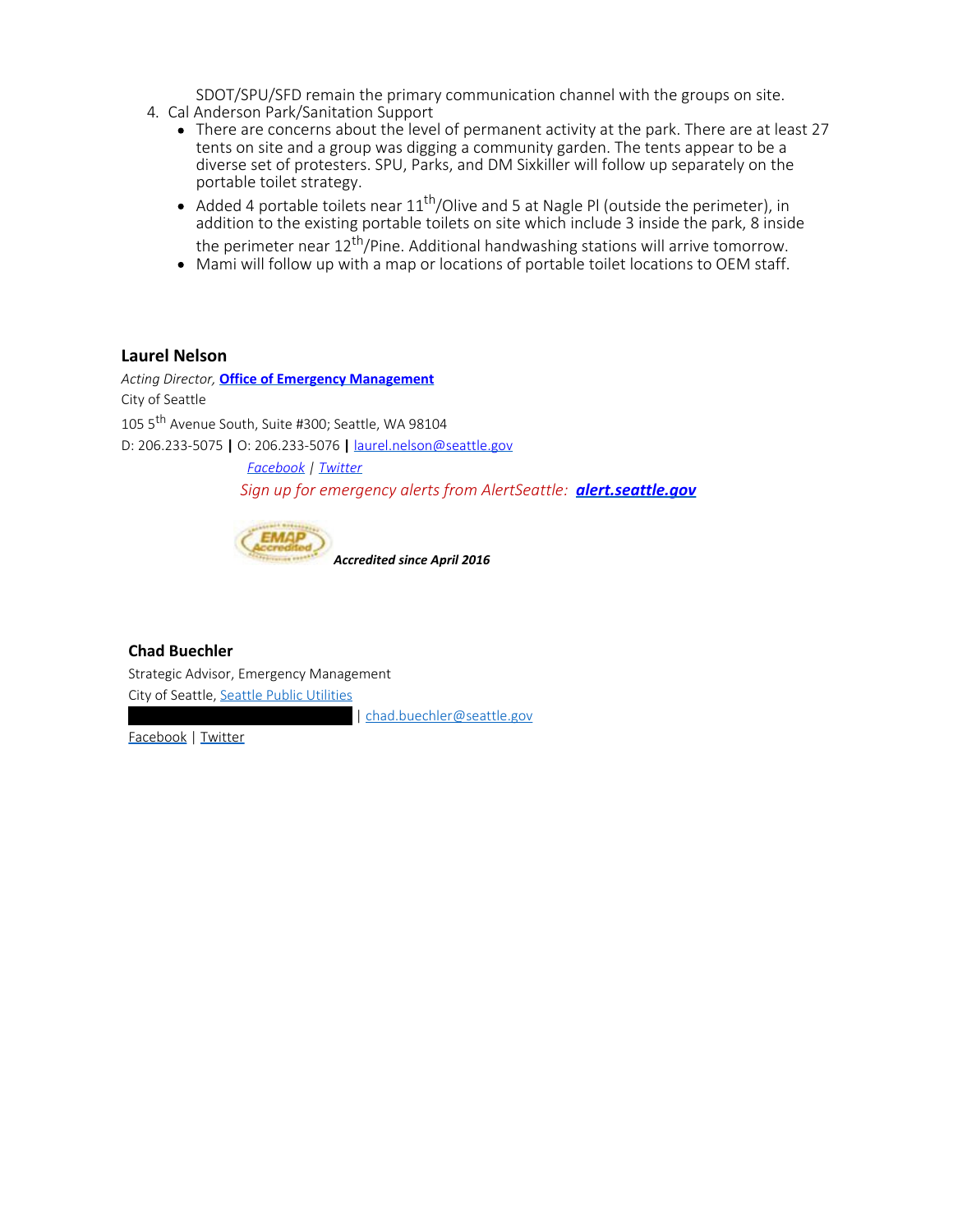SDOT/SPU/SFD remain the primary communication channel with the groups on site.

4. Cal Anderson Park/Sanitation Support
   - There are concerns about the level of permanent activity at the park. There are at least 27 tents on site and a group was digging a community garden. The tents appear to be a diverse set of protesters. SPU, Parks, and DM Sixkiller will follow up separately on the portable toilet strategy.
   - Added 4 portable toilets near 11th/Olive and 5 at Nagle Pl (outside the perimeter), in addition to the existing portable toilets on site which include 3 inside the park, 8 inside the perimeter near 12th/Pine. Additional handwashing stations will arrive tomorrow.
   - Mami will follow up with a map or locations of portable toilet locations to OEM staff.

**Laurel Nelson**

*Acting Director, **Office of Emergency Management***

City of Seattle

105 5th Avenue South, Suite #300; Seattle, WA 98104

D: 206.233-5075 **|** O: 206.233-5076 **|** laurel.nelson@seattle.gov

*Facebook* | *Twitter*

*Sign up for emergency alerts from AlertSeattle:* ***alert.seattle.gov***

***Accredited since April 2016***

**Chad Buechler**

Strategic Advisor, Emergency Management

City of Seattle, Seattle Public Utilities

[REDACTED] | chad.buechler@seattle.gov

Facebook | Twitter